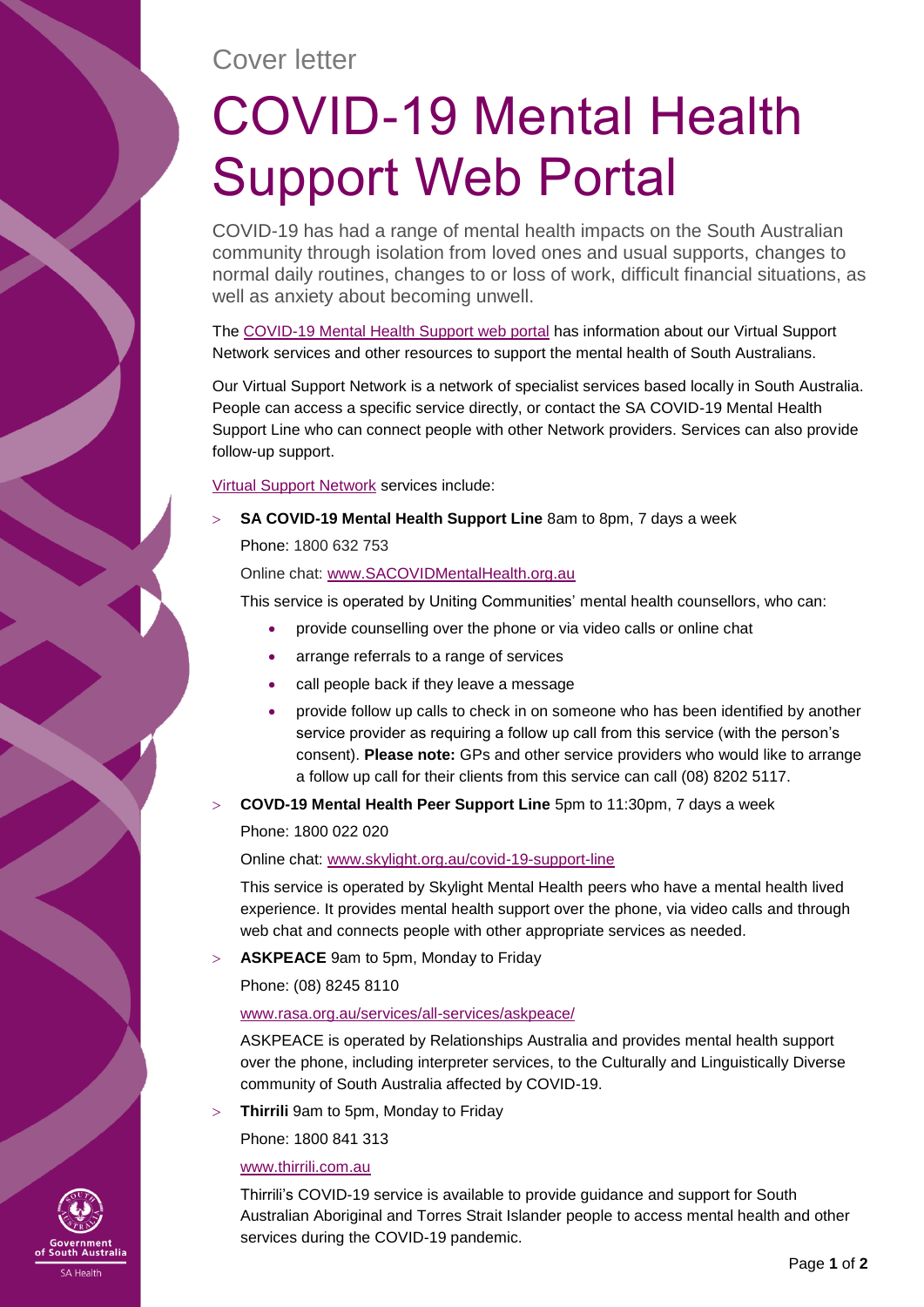Cover letter

# COVID-19 Mental Health Support Web Portal

COVID-19 has had a range of mental health impacts on the South Australian community through isolation from loved ones and usual supports, changes to normal daily routines, changes to or loss of work, difficult financial situations, as well as anxiety about becoming unwell.

The COVID-19 Mental Health Support web portal has information about our Virtual Support Network services and other resources to support the mental health of South Australians.

Our Virtual Support Network is a network of specialist services based locally in South Australia. People can access a specific service directly, or contact the SA COVID-19 Mental Health Support Line who can connect people with other Network providers. Services can also provide follow-up support.

Virtual Support Network services include:

- **SA COVID-19 Mental Health Support Line** 8am to 8pm, 7 days a week

  Phone: 1800 632 753

  Online chat: www.SACOVIDMentalHealth.org.au

  This service is operated by Uniting Communities' mental health counsellors, who can:

  - provide counselling over the phone or via video calls or online chat
  - arrange referrals to a range of services
  - call people back if they leave a message
  - provide follow up calls to check in on someone who has been identified by another service provider as requiring a follow up call from this service (with the person's consent). **Please note:** GPs and other service providers who would like to arrange a follow up call for their clients from this service can call (08) 8202 5117.

- **COVD-19 Mental Health Peer Support Line** 5pm to 11:30pm, 7 days a week

  Phone: 1800 022 020

  Online chat: www.skylight.org.au/covid-19-support-line

  This service is operated by Skylight Mental Health peers who have a mental health lived experience. It provides mental health support over the phone, via video calls and through web chat and connects people with other appropriate services as needed.

- **ASKPEACE** 9am to 5pm, Monday to Friday

  Phone: (08) 8245 8110

  www.rasa.org.au/services/all-services/askpeace/

  ASKPEACE is operated by Relationships Australia and provides mental health support over the phone, including interpreter services, to the Culturally and Linguistically Diverse community of South Australia affected by COVID-19.

- **Thirrili** 9am to 5pm, Monday to Friday

  Phone: 1800 841 313

  www.thirrili.com.au

  Thirrili's COVID-19 service is available to provide guidance and support for South Australian Aboriginal and Torres Strait Islander people to access mental health and other services during the COVID-19 pandemic.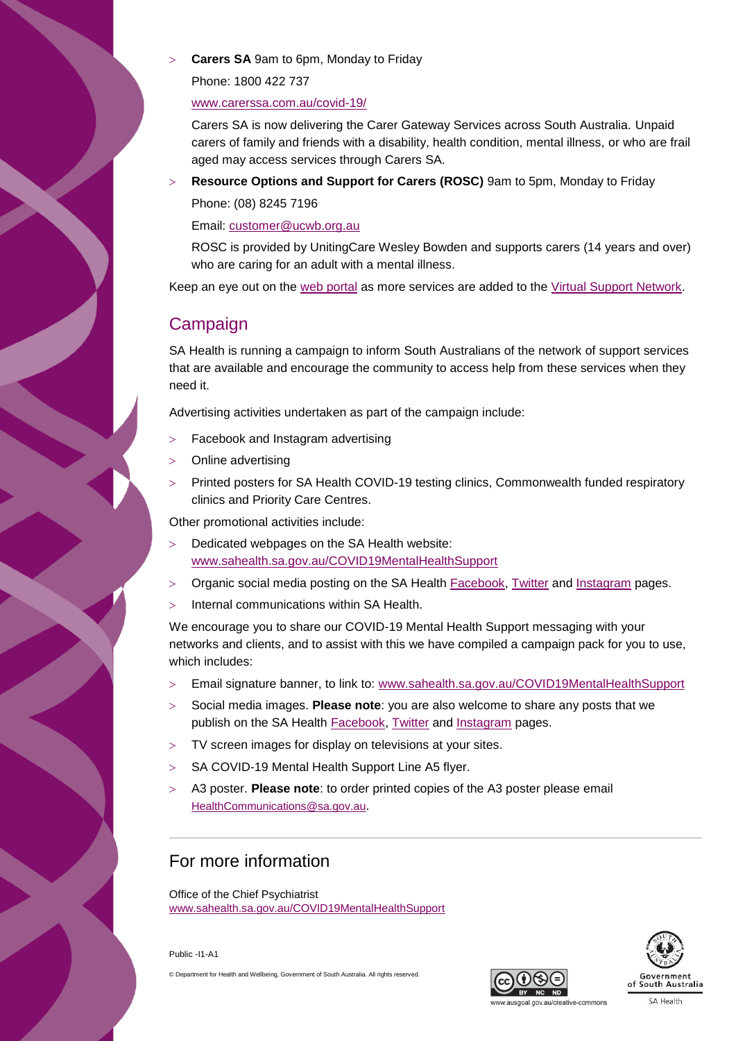- **Carers SA** 9am to 6pm, Monday to Friday

  Phone: 1800 422 737

  www.carerssa.com.au/covid-19/

  Carers SA is now delivering the Carer Gateway Services across South Australia. Unpaid carers of family and friends with a disability, health condition, mental illness, or who are frail aged may access services through Carers SA.

- **Resource Options and Support for Carers (ROSC)** 9am to 5pm, Monday to Friday

  Phone: (08) 8245 7196

  Email: customer@ucwb.org.au

  ROSC is provided by UnitingCare Wesley Bowden and supports carers (14 years and over) who are caring for an adult with a mental illness.

Keep an eye out on the web portal as more services are added to the Virtual Support Network.

## Campaign

SA Health is running a campaign to inform South Australians of the network of support services that are available and encourage the community to access help from these services when they need it.

Advertising activities undertaken as part of the campaign include:

- Facebook and Instagram advertising
- Online advertising
- Printed posters for SA Health COVID-19 testing clinics, Commonwealth funded respiratory clinics and Priority Care Centres.

Other promotional activities include:

- Dedicated webpages on the SA Health website: www.sahealth.sa.gov.au/COVID19MentalHealthSupport
- Organic social media posting on the SA Health Facebook, Twitter and Instagram pages.
- Internal communications within SA Health.

We encourage you to share our COVID-19 Mental Health Support messaging with your networks and clients, and to assist with this we have compiled a campaign pack for you to use, which includes:

- Email signature banner, to link to: www.sahealth.sa.gov.au/COVID19MentalHealthSupport
- Social media images. **Please note**: you are also welcome to share any posts that we publish on the SA Health Facebook, Twitter and Instagram pages.
- TV screen images for display on televisions at your sites.
- SA COVID-19 Mental Health Support Line A5 flyer.
- A3 poster. **Please note**: to order printed copies of the A3 poster please email HealthCommunications@sa.gov.au.

## For more information

Office of the Chief Psychiatrist
www.sahealth.sa.gov.au/COVID19MentalHealthSupport

Public -I1-A1

© Department for Health and Wellbeing, Government of South Australia. All rights reserved.

www.ausgoal.gov.au/creative-commons

Government of South Australia

SA Health